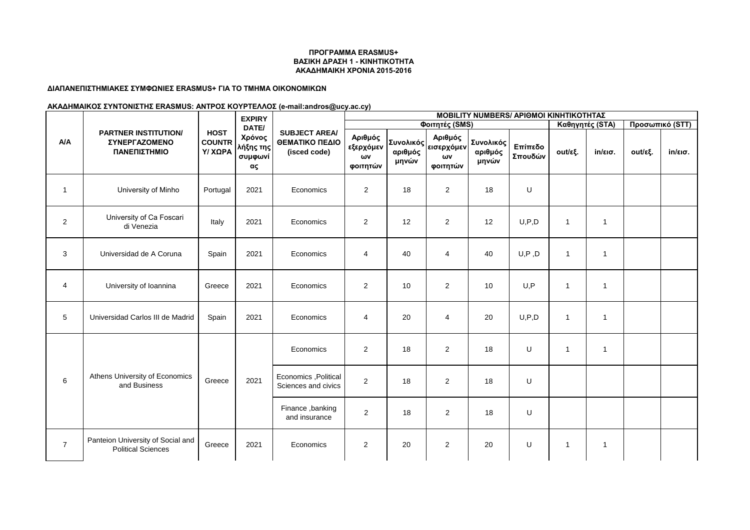**ΠΡΟΓΡΑΜΜΑ ERASMUS+**
**ΒΑΣΙΚΗ ΔΡΑΣΗ 1 - ΚΙΝΗΤΙΚΟΤΗΤΑ**
**ΑΚΑΔΗΜΑΙΚΗ ΧΡΟΝΙΑ 2015-2016**

**ΔΙΑΠΑΝΕΠΙΣΤΗΜΙΑΚΕΣ ΣΥΜΦΩΝΙΕΣ ERASMUS+ ΓΙΑ ΤΟ ΤΜΗΜΑ ΟΙΚΟΝΟΜΙΚΩΝ**

**ΑΚΑΔΗΜΑΙΚΟΣ ΣΥΝΤΟΝΙΣΤΗΣ ERASMUS: ΑΝΤΡΟΣ ΚΟΥΡΤΕΛΛΟΣ (e-mail:andros@ucy.ac.cy)**

| Α/Α | PARTNER INSTITUTION/ ΣΥΝΕΡΓΑΖΟΜΕΝΟ ΠΑΝΕΠΙΣΤΗΜΙΟ | HOST COUNTRY/ ΧΩΡΑ | EXPIRY DATE/ Χρόνος λήξης της συμφωνίας | SUBJECT AREA/ ΘΕΜΑΤΙΚΟ ΠΕΔΙΟ (isced code) | MOBILITY NUMBERS/ ΑΡΙΘΜΟΙ ΚΙΝΗΤΙΚΟΤΗΤΑΣ | | | | | | | | |
|---|---|---|---|---|---|---|---|---|---|---|---|---|---|
| | | | | | Φοιτητές (SMS) | | | | | Καθηγητές (STA) | | Προσωπικό (STT) | |
| | | | | | Αριθμός εξερχόμενων φοιτητών | Συνολικός αριθμός μηνών | Αριθμός εισερχόμενων φοιτητών | Συνολικός αριθμός μηνών | Επίπεδο Σπουδών | out/εξ. | in/εισ. | out/εξ. | in/εισ. |
| 1 | University of Minho | Portugal | 2021 | Economics | 2 | 18 | 2 | 18 | U | | | | |
| 2 | University of Ca Foscari di Venezia | Italy | 2021 | Economics | 2 | 12 | 2 | 12 | U,P,D | 1 | 1 | | |
| 3 | Universidad de A Coruna | Spain | 2021 | Economics | 4 | 40 | 4 | 40 | U,P ,D | 1 | 1 | | |
| 4 | University of Ioannina | Greece | 2021 | Economics | 2 | 10 | 2 | 10 | U,P | 1 | 1 | | |
| 5 | Universidad Carlos III de Madrid | Spain | 2021 | Economics | 4 | 20 | 4 | 20 | U,P,D | 1 | 1 | | |
| 6 | Athens University of Economics and Business | Greece | 2021 | Economics | 2 | 18 | 2 | 18 | U | 1 | 1 | | |
| | | | | Economics ,Political Sciences and civics | 2 | 18 | 2 | 18 | U | | | | |
| | | | | Finance ,banking and insurance | 2 | 18 | 2 | 18 | U | | | | |
| 7 | Panteion University of Social and Political Sciences | Greece | 2021 | Economics | 2 | 20 | 2 | 20 | U | 1 | 1 | | |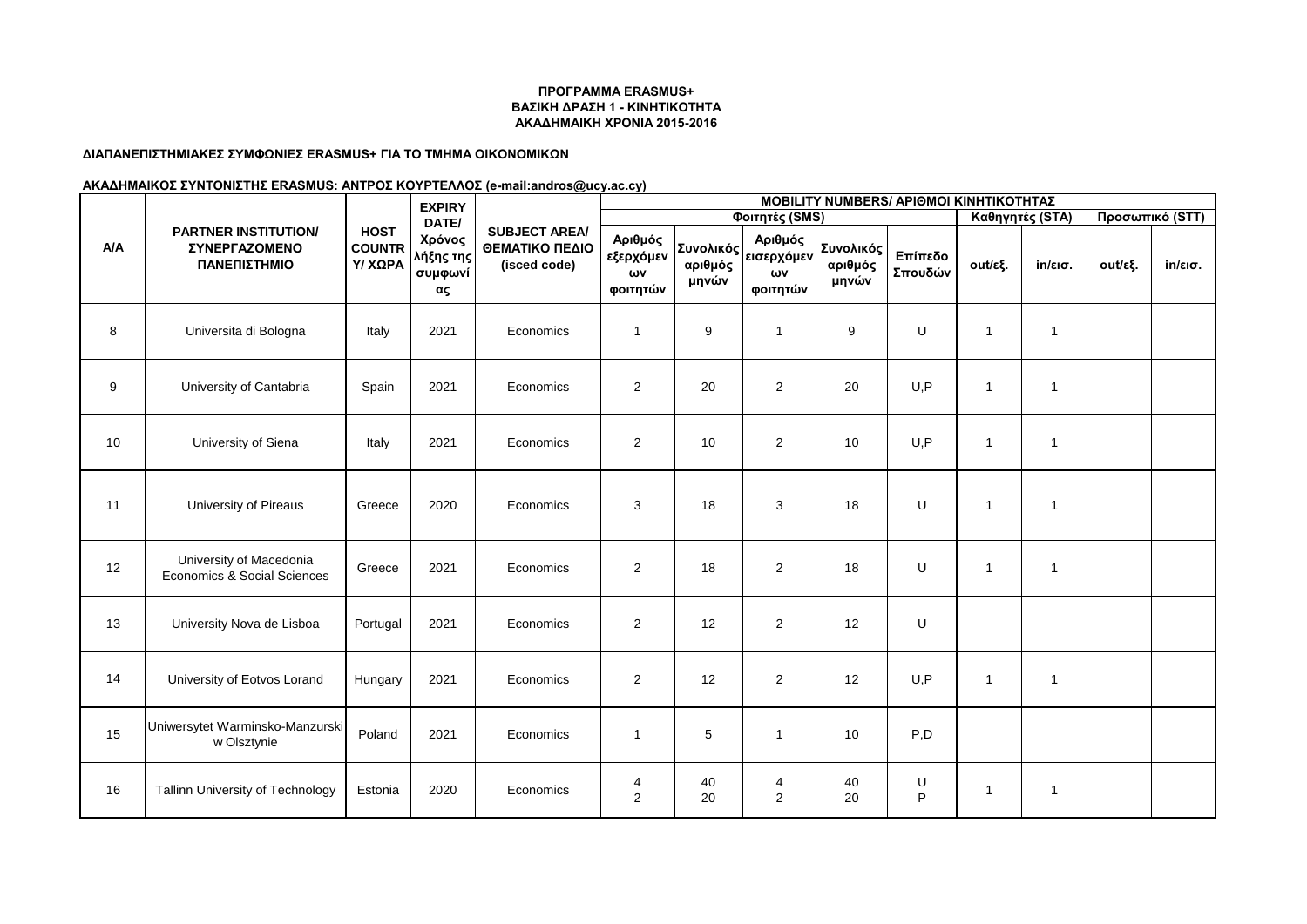**ΠΡΟΓΡΑΜΜΑ ERASMUS+**
**ΒΑΣΙΚΗ ΔΡΑΣΗ 1 - ΚΙΝΗΤΙΚΟΤΗΤΑ**
**ΑΚΑΔΗΜΑΙΚΗ ΧΡΟΝΙΑ 2015-2016**

**ΔΙΑΠΑΝΕΠΙΣΤΗΜΙΑΚΕΣ ΣΥΜΦΩΝΙΕΣ ERASMUS+ ΓΙΑ ΤΟ ΤΜΗΜΑ ΟΙΚΟΝΟΜΙΚΩΝ**

**ΑΚΑΔΗΜΑΙΚΟΣ ΣΥΝΤΟΝΙΣΤΗΣ ERASMUS: ΑΝΤΡΟΣ ΚΟΥΡΤΕΛΛΟΣ (e-mail:andros@ucy.ac.cy)**

| A/A | PARTNER INSTITUTION/ ΣΥΝΕΡΓΑΖΟΜΕΝΟ ΠΑΝΕΠΙΣΤΗΜΙΟ | HOST COUNTRY/ ΧΩΡΑ | EXPIRY DATE/ Χρόνος λήξης της συμφωνίας | SUBJECT AREA/ ΘΕΜΑΤΙΚΟ ΠΕΔΙΟ (isced code) | MOBILITY NUMBERS/ ΑΡΙΘΜΟΙ ΚΙΝΗΤΙΚΟΤΗΤΑΣ | | | | | | | | |
|---|---|---|---|---|---|---|---|---|---|---|---|---|---|
| | | | | | Φοιτητές (SMS) | | | | | Καθηγητές (STA) | | Προσωπικό (STT) | |
| | | | | | Αριθμός εξερχόμενων φοιτητών | Συνολικός αριθμός μηνών | Αριθμός εισερχόμενων φοιτητών | Συνολικός αριθμός μηνών | Επίπεδο Σπουδών | out/εξ. | in/εισ. | out/εξ. | in/εισ. |
| 8 | Universita di Bologna | Italy | 2021 | Economics | 1 | 9 | 1 | 9 | U | 1 | 1 | | |
| 9 | University of Cantabria | Spain | 2021 | Economics | 2 | 20 | 2 | 20 | U,P | 1 | 1 | | |
| 10 | University of Siena | Italy | 2021 | Economics | 2 | 10 | 2 | 10 | U,P | 1 | 1 | | |
| 11 | University of Pireaus | Greece | 2020 | Economics | 3 | 18 | 3 | 18 | U | 1 | 1 | | |
| 12 | University of Macedonia Economics & Social Sciences | Greece | 2021 | Economics | 2 | 18 | 2 | 18 | U | 1 | 1 | | |
| 13 | University Nova de Lisboa | Portugal | 2021 | Economics | 2 | 12 | 2 | 12 | U | | | | |
| 14 | University of Eotvos Lorand | Hungary | 2021 | Economics | 2 | 12 | 2 | 12 | U,P | 1 | 1 | | |
| 15 | Uniwersytet Warminsko-Manzurski w Olsztynie | Poland | 2021 | Economics | 1 | 5 | 1 | 10 | P,D | | | | |
| 16 | Tallinn University of Technology | Estonia | 2020 | Economics | 4<br>2 | 40<br>20 | 4<br>2 | 40<br>20 | U<br>P | 1 | 1 | | |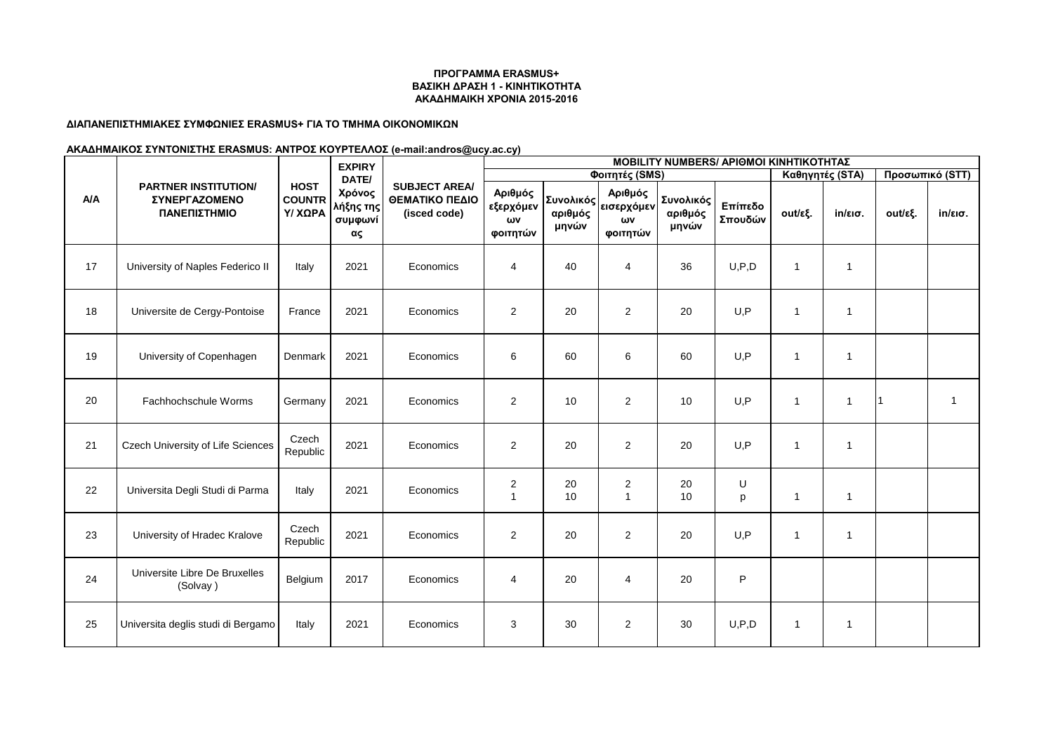**ΠΡΟΓΡΑΜΜΑ ERASMUS+**
**ΒΑΣΙΚΗ ΔΡΑΣΗ 1 - ΚΙΝΗΤΙΚΟΤΗΤΑ**
**ΑΚΑΔΗΜΑΙΚΗ ΧΡΟΝΙΑ 2015-2016**

**ΔΙΑΠΑΝΕΠΙΣΤΗΜΙΑΚΕΣ ΣΥΜΦΩΝΙΕΣ ERASMUS+ ΓΙΑ ΤΟ ΤΜΗΜΑ ΟΙΚΟΝΟΜΙΚΩΝ**

**ΑΚΑΔΗΜΑΙΚΟΣ ΣΥΝΤΟΝΙΣΤΗΣ ERASMUS: ΑΝΤΡΟΣ ΚΟΥΡΤΕΛΛΟΣ (e-mail:andros@ucy.ac.cy)**

| Α/Α | PARTNER INSTITUTION/ ΣΥΝΕΡΓΑΖΟΜΕΝΟ ΠΑΝΕΠΙΣΤΗΜΙΟ | HOST COUNTRY/ ΧΩΡΑ | EXPIRY DATE/ Χρόνος λήξης της συμφωνίας | SUBJECT AREA/ ΘΕΜΑΤΙΚΟ ΠΕΔΙΟ (isced code) | MOBILITY NUMBERS/ ΑΡΙΘΜΟΙ ΚΙΝΗΤΙΚΟΤΗΤΑΣ | | | | | | | | |
|---|---|---|---|---|---|---|---|---|---|---|---|---|---|
| | | | | | Φοιτητές (SMS) | | | | | Καθηγητές (STA) | | Προσωπικό (STT) | |
| | | | | | Αριθμός εξερχόμενων φοιτητών | Συνολικός αριθμός μηνών | Αριθμός εισερχόμενων φοιτητών | Συνολικός αριθμός μηνών | Επίπεδο Σπουδών | out/εξ. | in/εισ. | out/εξ. | in/εισ. |
| 17 | University of Naples Federico II | Italy | 2021 | Economics | 4 | 40 | 4 | 36 | U,P,D | 1 | 1 | | |
| 18 | Universite de Cergy-Pontoise | France | 2021 | Economics | 2 | 20 | 2 | 20 | U,P | 1 | 1 | | |
| 19 | University of Copenhagen | Denmark | 2021 | Economics | 6 | 60 | 6 | 60 | U,P | 1 | 1 | | |
| 20 | Fachhochschule Worms | Germany | 2021 | Economics | 2 | 10 | 2 | 10 | U,P | 1 | 1 | 1 | 1 |
| 21 | Czech University of Life Sciences | Czech Republic | 2021 | Economics | 2 | 20 | 2 | 20 | U,P | 1 | 1 | | |
| 22 | Universita Degli Studi di Parma | Italy | 2021 | Economics | 2<br>1 | 20<br>10 | 2<br>1 | 20<br>10 | U<br>p | 1 | 1 | | |
| 23 | University of Hradec Kralove | Czech Republic | 2021 | Economics | 2 | 20 | 2 | 20 | U,P | 1 | 1 | | |
| 24 | Universite Libre De Bruxelles (Solvay ) | Belgium | 2017 | Economics | 4 | 20 | 4 | 20 | P | | | | |
| 25 | Universita deglis studi di Bergamo | Italy | 2021 | Economics | 3 | 30 | 2 | 30 | U,P,D | 1 | 1 | | |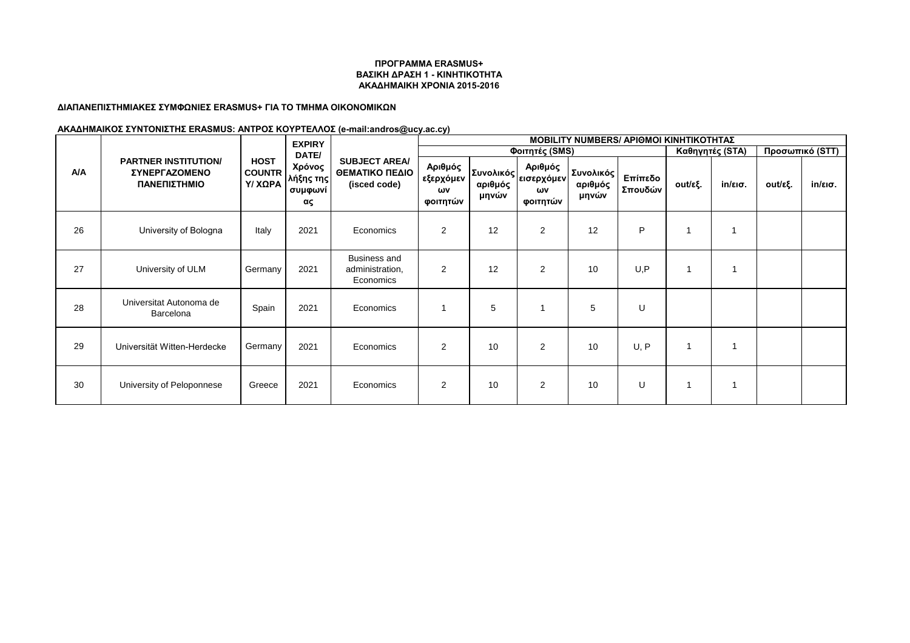**ΠΡΟΓΡΑΜΜΑ ERASMUS+**
**ΒΑΣΙΚΗ ΔΡΑΣΗ 1 - ΚΙΝΗΤΙΚΟΤΗΤΑ**
**ΑΚΑΔΗΜΑΙΚΗ ΧΡΟΝΙΑ 2015-2016**

**ΔΙΑΠΑΝΕΠΙΣΤΗΜΙΑΚΕΣ ΣΥΜΦΩΝΙΕΣ ERASMUS+ ΓΙΑ ΤΟ ΤΜΗΜΑ ΟΙΚΟΝΟΜΙΚΩΝ**

**ΑΚΑΔΗΜΑΙΚΟΣ ΣΥΝΤΟΝΙΣΤΗΣ ERASMUS: ΑΝΤΡΟΣ ΚΟΥΡΤΕΛΛΟΣ (e-mail:andros@ucy.ac.cy)**

| A/A | PARTNER INSTITUTION/ ΣΥΝΕΡΓΑΖΟΜΕΝΟ ΠΑΝΕΠΙΣΤΗΜΙΟ | HOST COUNTRY/ ΧΩΡΑ | EXPIRY DATE/ Χρόνος λήξης της συμφωνίας | SUBJECT AREA/ ΘΕΜΑΤΙΚΟ ΠΕΔΙΟ (isced code) | MOBILITY NUMBERS/ ΑΡΙΘΜΟΙ ΚΙΝΗΤΙΚΟΤΗΤΑΣ | | | | | | | | |
|---|---|---|---|---|---|---|---|---|---|---|---|---|---|
| | | | | | Φοιτητές (SMS) | | | | | Καθηγητές (STA) | | Προσωπικό (STT) | |
| | | | | | Αριθμός εξερχόμενων φοιτητών | Συνολικός αριθμός μηνών | Αριθμός εισερχόμενων φοιτητών | Συνολικός αριθμός μηνών | Επίπεδο Σπουδών | out/εξ. | in/εισ. | out/εξ. | in/εισ. |
| 26 | University of Bologna | Italy | 2021 | Economics | 2 | 12 | 2 | 12 | P | 1 | 1 | | |
| 27 | University of ULM | Germany | 2021 | Business and administration, Economics | 2 | 12 | 2 | 10 | U,P | 1 | 1 | | |
| 28 | Universitat Autonoma de Barcelona | Spain | 2021 | Economics | 1 | 5 | 1 | 5 | U | | | | |
| 29 | Universität Witten-Herdecke | Germany | 2021 | Economics | 2 | 10 | 2 | 10 | U, P | 1 | 1 | | |
| 30 | University of Peloponnese | Greece | 2021 | Economics | 2 | 10 | 2 | 10 | U | 1 | 1 | | |